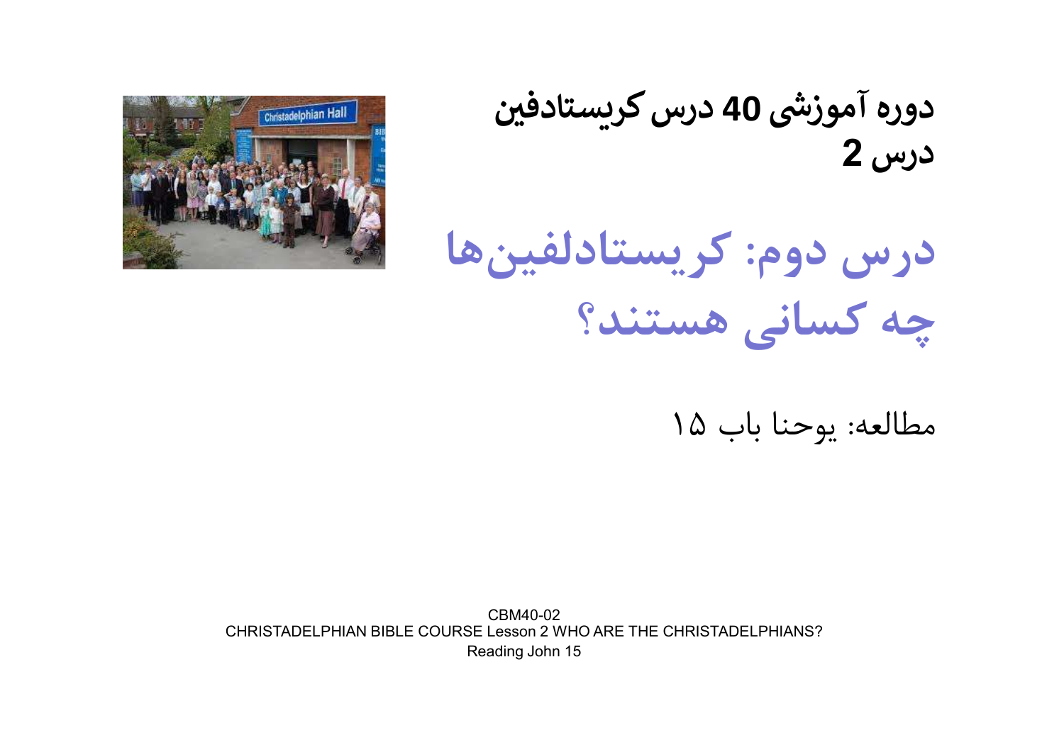# دوره آموزشی 40 درس کریستادفین
## درس 2

# درس دوم: کریستادلفین‌ها چه کسانی هستند؟

مطالعه: یوحنا باب ۱۵

CBM40-02
CHRISTADELPHIAN BIBLE COURSE Lesson 2 WHO ARE THE CHRISTADELPHIANS?
Reading John 15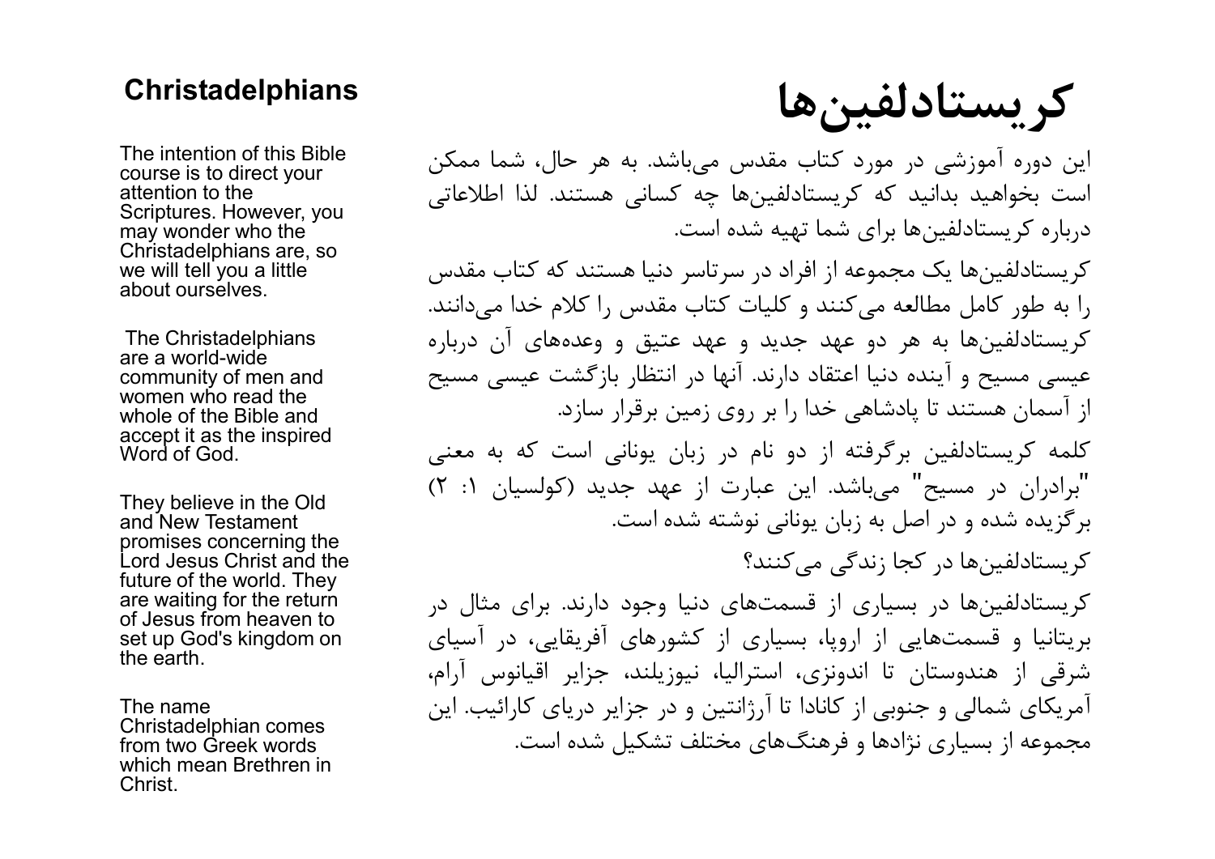## Christadelphians

The intention of this Bible course is to direct your attention to the Scriptures. However, you may wonder who the Christadelphians are, so we will tell you a little about ourselves.

The Christadelphians are a world-wide community of men and women who read the whole of the Bible and accept it as the inspired Word of God.

They believe in the Old and New Testament promises concerning the Lord Jesus Christ and the future of the world. They are waiting for the return of Jesus from heaven to set up God's kingdom on the earth.

The name Christadelphian comes from two Greek words which mean Brethren in Christ.

# کریستادلفین‌ها

این دوره آموزشی در مورد کتاب مقدس می‌باشد. به هر حال، شما ممکن است بخواهید بدانید که کریستادلفین‌ها چه کسانی هستند. لذا اطلاعاتی درباره کریستادلفین‌ها برای شما تهیه شده است.

کریستادلفین‌ها یک مجموعه از افراد در سرتاسر دنیا هستند که کتاب مقدس را به طور کامل مطالعه می‌کنند و کلیات کتاب مقدس را کلام خدا می‌دانند. کریستادلفین‌ها به هر دو عهد جدید و عهد عتیق و وعده‌های آن درباره عیسی مسیح و آینده دنیا اعتقاد دارند. آنها در انتظار بازگشت عیسی مسیح از آسمان هستند تا پادشاهی خدا را بر روی زمین برقرار سازد.

کلمه کریستادلفین برگرفته از دو نام در زبان یونانی است که به معنی "برادران در مسیح" می‌باشد. این عبارت از عهد جدید (کولسیان ۱: ۲) برگزیده شده و در اصل به زبان یونانی نوشته شده است.

کریستادلفین‌ها در کجا زندگی می‌کنند؟

کریستادلفین‌ها در بسیاری از قسمت‌های دنیا وجود دارند. برای مثال در بریتانیا و قسمت‌هایی از اروپا، بسیاری از کشورهای آفریقایی، در آسیای شرقی از هندوستان تا اندونزی، استرالیا، نیوزیلند، جزایر اقیانوس آرام، آمریکای شمالی و جنوبی از کانادا تا آرژانتین و در جزایر دریای کارائیب. این مجموعه از بسیاری نژادها و فرهنگ‌های مختلف تشکیل شده است.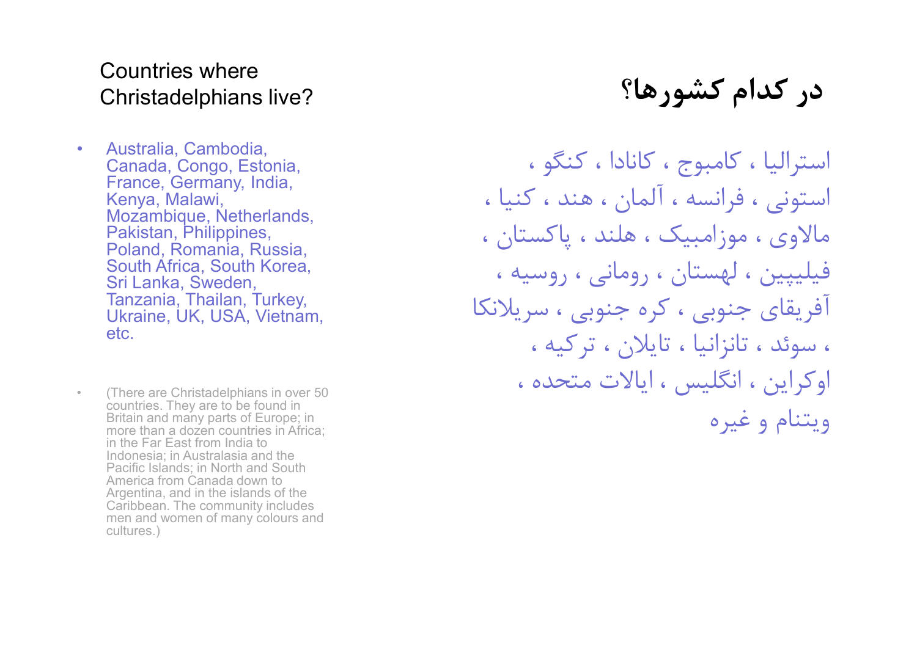## Countries where Christadelphians live?

- Australia, Cambodia, Canada, Congo, Estonia, France, Germany, India, Kenya, Malawi, Mozambique, Netherlands, Pakistan, Philippines, Poland, Romania, Russia, South Africa, South Korea, Sri Lanka, Sweden, Tanzania, Thailan, Turkey, Ukraine, UK, USA, Vietnam, etc.

- (There are Christadelphians in over 50 countries. They are to be found in Britain and many parts of Europe; in more than a dozen countries in Africa; in the Far East from India to Indonesia; in Australasia and the Pacific Islands; in North and South America from Canada down to Argentina, and in the islands of the Caribbean. The community includes men and women of many colours and cultures.)

## در کدام کشورها؟

استرالیا ، کامبوج ، کانادا ، کنگو ، استونی ، فرانسه ، آلمان ، هند ، کنیا ، مالاوی ، موزامبیک ، هلند ، پاکستان ، فیلیپین ، لهستان ، رومانی ، روسیه ، آفریقای جنوبی ، کره جنوبی ، سریلانکا ، سوئد ، تانزانیا ، تایلان ، ترکیه ، اوکراین ، انگلیس ، ایالات متحده ، ویتنام و غیره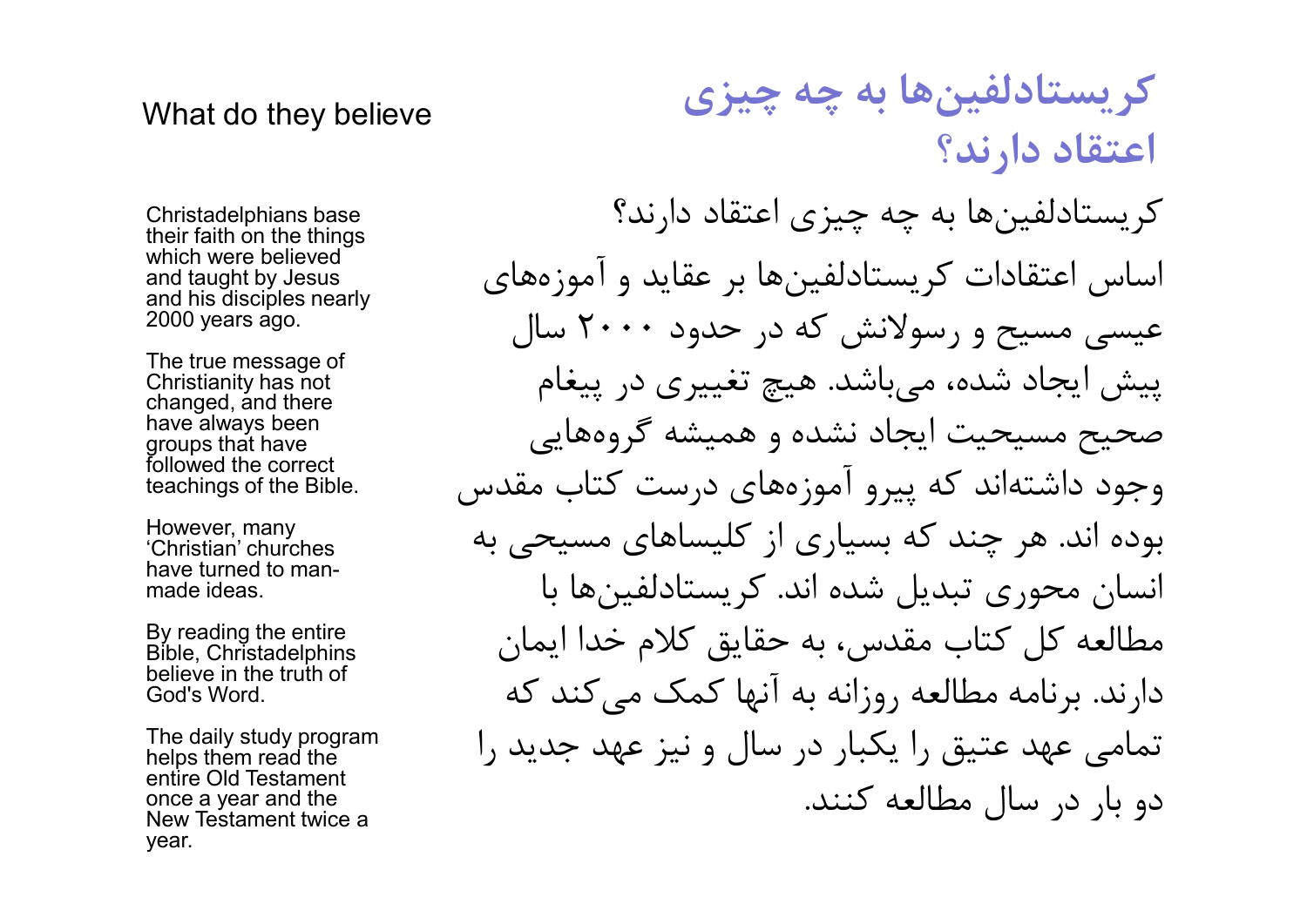# What do they believe

Christadelphians base their faith on the things which were believed and taught by Jesus and his disciples nearly 2000 years ago.

The true message of Christianity has not changed, and there have always been groups that have followed the correct teachings of the Bible.

However, many 'Christian' churches have turned to man-made ideas.

By reading the entire Bible, Christadelphins believe in the truth of God's Word.

The daily study program helps them read the entire Old Testament once a year and the New Testament twice a year.

# کریستادلفین‌ها به چه چیزی اعتقاد دارند؟

کریستادلفین‌ها به چه چیزی اعتقاد دارند؟

اساس اعتقادات کریستادلفین‌ها بر عقاید و آموزه‌های عیسی مسیح و رسولانش که در حدود ۲۰۰۰ سال پیش ایجاد شده، می‌باشد. هیچ تغییری در پیغام صحیح مسیحیت ایجاد نشده و همیشه گروه‌هایی وجود داشته‌اند که پیرو آموزه‌های درست کتاب مقدس بوده اند. هر چند که بسیاری از کلیساهای مسیحی به انسان محوری تبدیل شده اند. کریستادلفین‌ها با مطالعه کل کتاب مقدس، به حقایق کلام خدا ایمان دارند. برنامه مطالعه روزانه به آنها کمک می‌کند که تمامی عهد عتیق را یکبار در سال و نیز عهد جدید را دو بار در سال مطالعه کنند.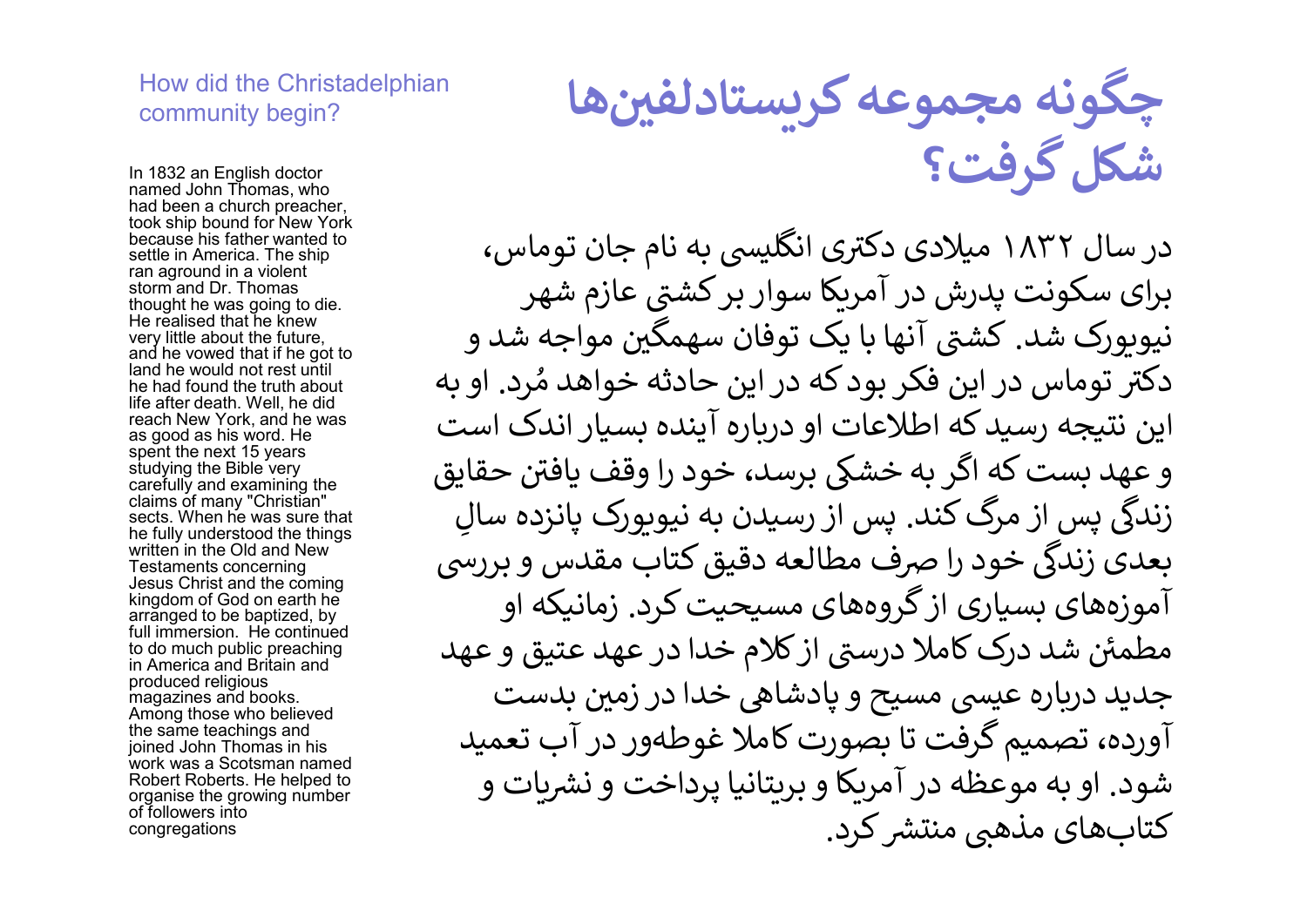# چگونه مجموعه کریستادلفین‌ها شکل گرفت؟

در سال ۱۸۳۲ میلادی دکتری انگلیسی به نام جان توماس، برای سکونت پدرش در آمریکا سوار بر کشتی عازم شهر نیویورک شد. کشتی آنها با یک توفان سهمگین مواجه شد و دکتر توماس در این فکر بود که در این حادثه خواهد مُرد. او به این نتیجه رسید که اطلاعات او درباره آینده بسیار اندک است و عهد بست که اگر به خشکی برسد، خود را وقف یافتن حقایق زندگی پس از مرگ کند. پس از رسیدن به نیویورک پانزده سالِ بعدی زندگی خود را صرف مطالعه دقیق کتاب مقدس و بررسی آموزه‌های بسیاری از گروه‌های مسیحیت کرد. زمانیکه او مطمئن شد درک کاملا درستی از کلام خدا در عهد عتیق و عهد جدید درباره عیسی مسیح و پادشاهی خدا در زمین بدست آورده، تصمیم گرفت تا بصورت کاملا غوطه‌ور در آب تعمید شود. او به موعظه در آمریکا و بریتانیا پرداخت و نشریات و کتاب‌های مذهبی منتشر کرد.

## How did the Christadelphian community begin?

In 1832 an English doctor named John Thomas, who had been a church preacher, took ship bound for New York because his father wanted to settle in America. The ship ran aground in a violent storm and Dr. Thomas thought he was going to die. He realised that he knew very little about the future, and he vowed that if he got to land he would not rest until he had found the truth about life after death. Well, he did reach New York, and he was as good as his word. He spent the next 15 years studying the Bible very carefully and examining the claims of many "Christian" sects. When he was sure that he fully understood the things written in the Old and New Testaments concerning Jesus Christ and the coming kingdom of God on earth he arranged to be baptized, by full immersion. He continued to do much public preaching in America and Britain and produced religious magazines and books. Among those who believed the same teachings and joined John Thomas in his work was a Scotsman named Robert Roberts. He helped to organise the growing number of followers into congregations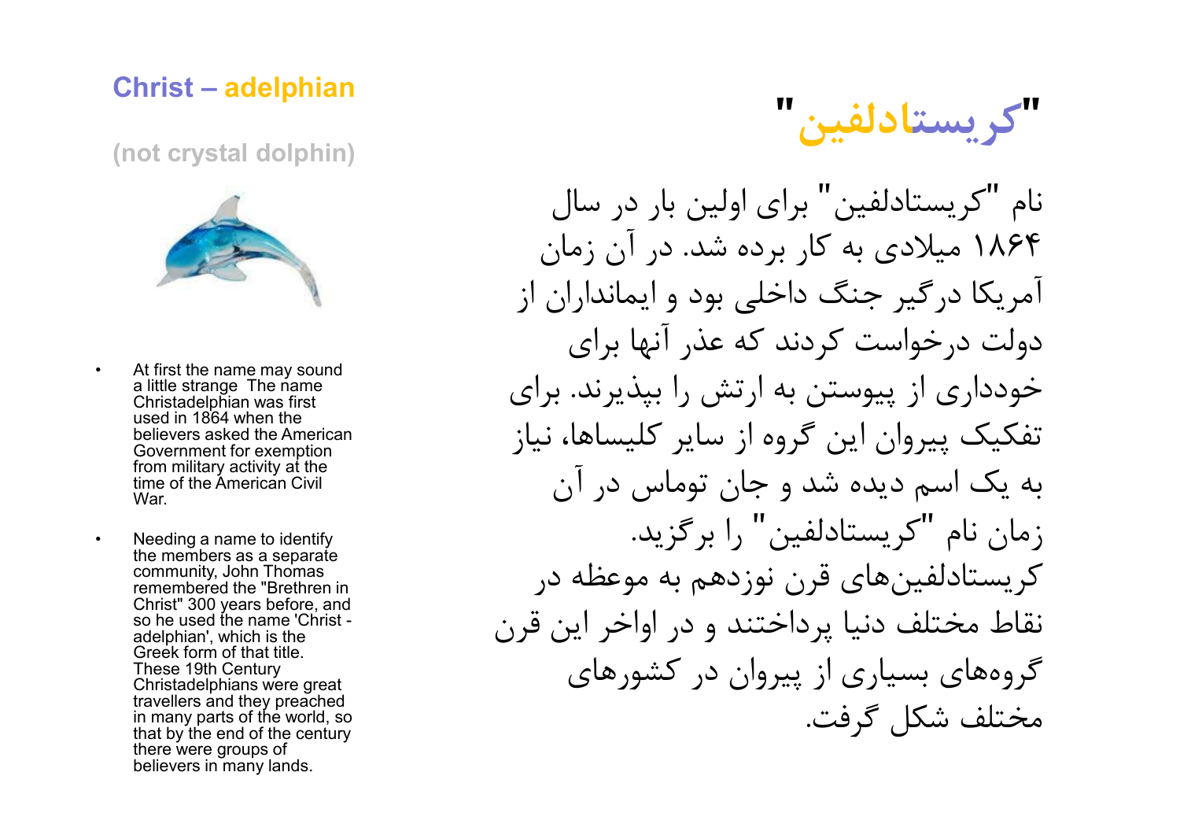**Christ – adelphian**

(not crystal dolphin)

- At first the name may sound a little strange The name Christadelphian was first used in 1864 when the believers asked the American Government for exemption from military activity at the time of the American Civil War.
- Needing a name to identify the members as a separate community, John Thomas remembered the "Brethren in Christ" 300 years before, and so he used the name 'Christ - adelphian', which is the Greek form of that title. These 19th Century Christadelphians were great travellers and they preached in many parts of the world, so that by the end of the century there were groups of believers in many lands.

# "کریستادلفین"

نام "کریستادلفین" برای اولین بار در سال ۱۸۶۴ میلادی به کار برده شد. در آن زمان آمریکا درگیر جنگ داخلی بود و ایمانداران از دولت درخواست کردند که عذر آنها برای خودداری از پیوستن به ارتش را بپذیرند. برای تفکیک پیروان این گروه از سایر کلیساها، نیاز به یک اسم دیده شد و جان توماس در آن زمان نام "کریستادلفین" را برگزید.

کریستادلفین‌های قرن نوزدهم به موعظه در نقاط مختلف دنیا پرداختند و در اواخر این قرن گروه‌های بسیاری از پیروان در کشورهای مختلف شکل گرفت.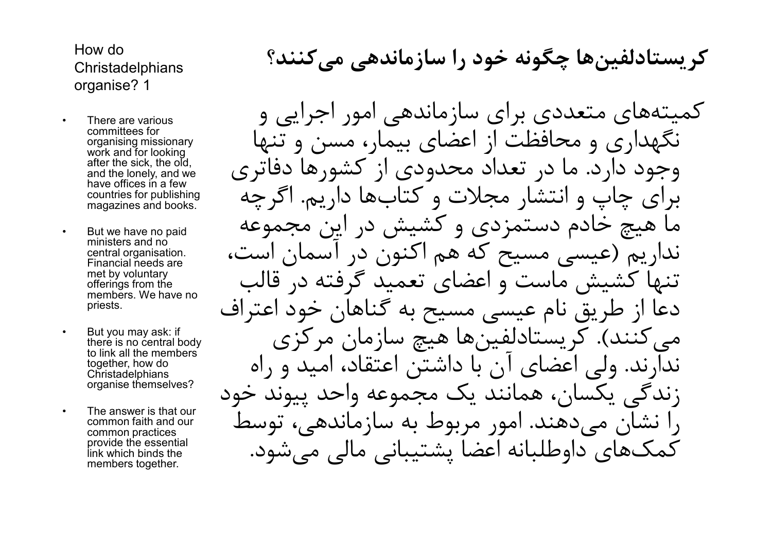How do Christadelphians organise? 1

- There are various committees for organising missionary work and for looking after the sick, the old, and the lonely, and we have offices in a few countries for publishing magazines and books.
- But we have no paid ministers and no central organisation. Financial needs are met by voluntary offerings from the members. We have no priests.
- But you may ask: if there is no central body to link all the members together, how do Christadelphians organise themselves?
- The answer is that our common faith and our common practices provide the essential link which binds the members together.

## کریستادلفین‌ها چگونه خود را سازماندهی می‌کنند؟

کمیته‌های متعددی برای سازماندهی امور اجرایی و نگهداری و محافظت از اعضای بیمار، مسن و تنها وجود دارد. ما در تعداد محدودی از کشورها دفاتری برای چاپ و انتشار مجلات و کتاب‌ها داریم. اگرچه ما هیچ خادم دستمزدی و کشیش در این مجموعه نداریم (عیسی مسیح که هم اکنون در آسمان است، تنها کشیش ماست و اعضای تعمید گرفته در قالب دعا از طریق نام عیسی مسیح به گناهان خود اعتراف می‌کنند). کریستادلفین‌ها هیچ سازمان مرکزی ندارند. ولی اعضای آن با داشتن اعتقاد، امید و راه زندگی یکسان، همانند یک مجموعه واحد پیوند خود را نشان می‌دهند. امور مربوط به سازماندهی، توسط کمک‌های داوطلبانه اعضا پشتیبانی مالی می‌شود.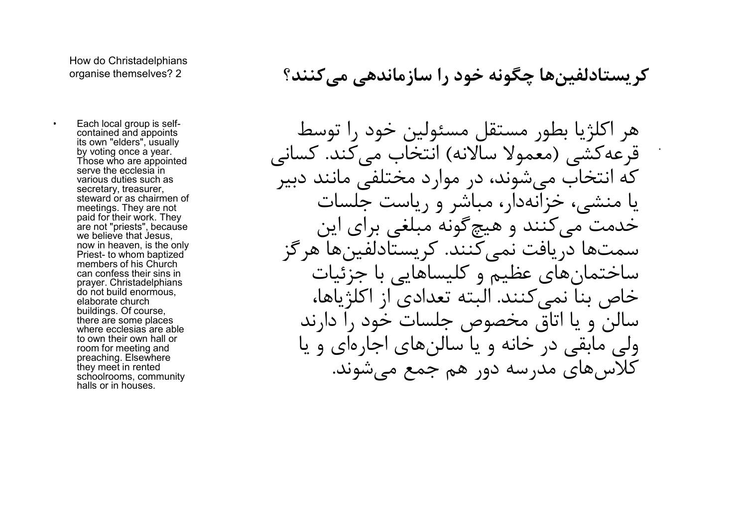How do Christadelphians organise themselves? 2

- Each local group is self-contained and appoints its own "elders", usually by voting once a year. Those who are appointed serve the ecclesia in various duties such as secretary, treasurer, steward or as chairmen of meetings. They are not paid for their work. They are not "priests", because we believe that Jesus, now in heaven, is the only Priest- to whom baptized members of his Church can confess their sins in prayer. Christadelphians do not build enormous, elaborate church buildings. Of course, there are some places where ecclesias are able to own their own hall or room for meeting and preaching. Elsewhere they meet in rented schoolrooms, community halls or in houses.

## کریستادلفین‌ها چگونه خود را سازماندهی می‌کنند؟

هر اکلژیا بطور مستقل مسئولین خود را توسط قرعه‌کشی (معمولا سالانه) انتخاب می‌کند. کسانی که انتخاب می‌شوند، در موارد مختلفی مانند دبیر یا منشی، خزانه‌دار، مباشر و ریاست جلسات خدمت می‌کنند و هیچ‌گونه مبلغی برای این سمت‌ها دریافت نمی‌کنند. کریستادلفین‌ها هرگز ساختمان‌های عظیم و کلیساهایی با جزئیات خاص بنا نمی‌کنند. البته تعدادی از اکلژیاها، سالن و یا اتاق مخصوص جلسات خود را دارند ولی مابقی در خانه و یا سالن‌های اجاره‌ای و یا کلاس‌های مدرسه دور هم جمع می‌شوند.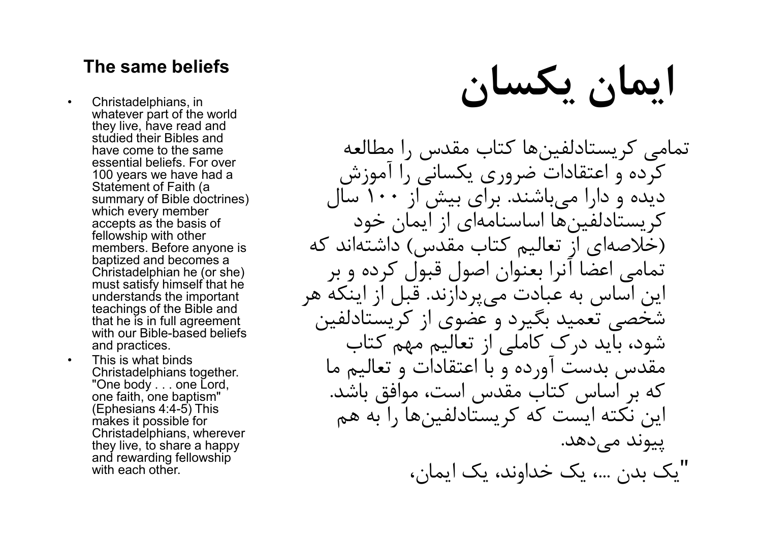## The same beliefs

- Christadelphians, in whatever part of the world they live, have read and studied their Bibles and have come to the same essential beliefs. For over 100 years we have had a Statement of Faith (a summary of Bible doctrines) which every member accepts as the basis of fellowship with other members. Before anyone is baptized and becomes a Christadelphian he (or she) must satisfy himself that he understands the important teachings of the Bible and that he is in full agreement with our Bible-based beliefs and practices.
- This is what binds Christadelphians together. "One body . . . one Lord, one faith, one baptism" (Ephesians 4:4-5) This makes it possible for Christadelphians, wherever they live, to share a happy and rewarding fellowship with each other.

# ایمان یکسان

تمامی کریستادلفین‌ها کتاب مقدس را مطالعه کرده و اعتقادات ضروری یکسانی را آموزش دیده و دارا می‌باشند. برای بیش از ۱۰۰ سال کریستادلفین‌ها اساسنامه‌ای از ایمان خود (خلاصه‌ای از تعالیم کتاب مقدس) داشته‌اند که تمامی اعضا آنرا بعنوان اصول قبول کرده و بر این اساس به عبادت می‌پردازند. قبل از اینکه هر شخصی تعمید بگیرد و عضوی از کریستادلفین شود، باید درک کاملی از تعالیم مهم کتاب مقدس بدست آورده و با اعتقادات و تعالیم ما که بر اساس کتاب مقدس است، موافق باشد. این نکته ایست که کریستادلفین‌ها را به هم پیوند می‌دهد.

"یک بدن ...، یک خداوند، یک ایمان،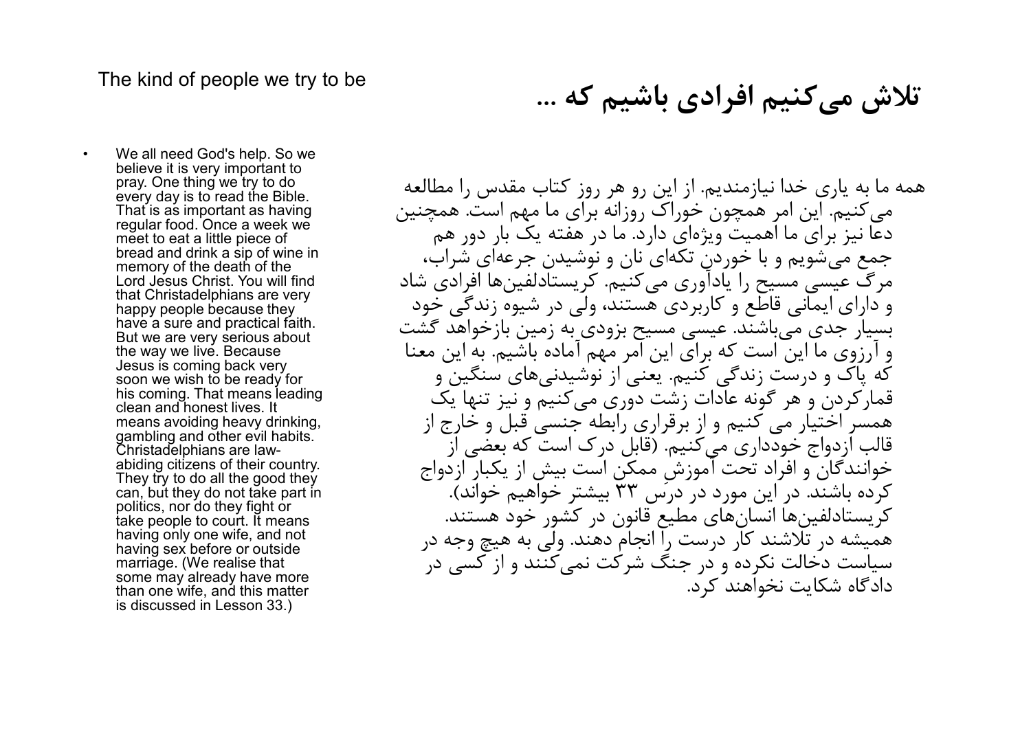The kind of people we try to be

# تلاش می‌کنیم افرادی باشیم که ...

- We all need God's help. So we believe it is very important to pray. One thing we try to do every day is to read the Bible. That is as important as having regular food. Once a week we meet to eat a little piece of bread and drink a sip of wine in memory of the death of the Lord Jesus Christ. You will find that Christadelphians are very happy people because they have a sure and practical faith. But we are very serious about the way we live. Because Jesus is coming back very soon we wish to be ready for his coming. That means leading clean and honest lives. It means avoiding heavy drinking, gambling and other evil habits. Christadelphians are law-abiding citizens of their country. They try to do all the good they can, but they do not take part in politics, nor do they fight or take people to court. It means having only one wife, and not having sex before or outside marriage. (We realise that some may already have more than one wife, and this matter is discussed in Lesson 33.)

همه ما به یاری خدا نیازمندیم. از این رو هر روز کتاب مقدس را مطالعه می‌کنیم. این امر همچون خوراک روزانه برای ما مهم است. همچنین دعا نیز برای ما اهمیت ویژه‌ای دارد. ما در هفته یک بار دور هم جمع می‌شویم و با خوردن تکه‌ای نان و نوشیدن جرعه‌ای شراب، مرگ عیسی مسیح را یادآوری می‌کنیم. کریستادلفین‌ها افرادی شاد و دارای ایمانی قاطع و کاربردی هستند، ولی در شیوه زندگی خود بسیار جدی می‌باشند. عیسی مسیح بزودی به زمین بازخواهد گشت و آرزوی ما این است که برای این امر مهم آماده باشیم. به این معنا که پاک و درست زندگی کنیم. یعنی از نوشیدنی‌های سنگین و قمارکردن و هر گونه عادات زشت دوری می‌کنیم و نیز تنها یک همسر اختیار می کنیم و از برقراری رابطه جنسی قبل و خارج از قالب ازدواج خودداری می‌کنیم. (قابل درک است که بعضی از خوانندگان و افراد تحت آموزشِ ممکن است بیش از یکبار ازدواج کرده باشند. در این مورد در درسِ ۳۳ بیشتر خواهیم خواند). کریستادلفین‌ها انسان‌های مطیع قانون در کشور خود هستند. همیشه در تلاشند کار درست را انجام دهند. ولی به هیچ وجه در سیاست دخالت نکرده و در جنگ شرکت نمی‌کنند و از کسی در دادگاه شکایت نخواهند کرد.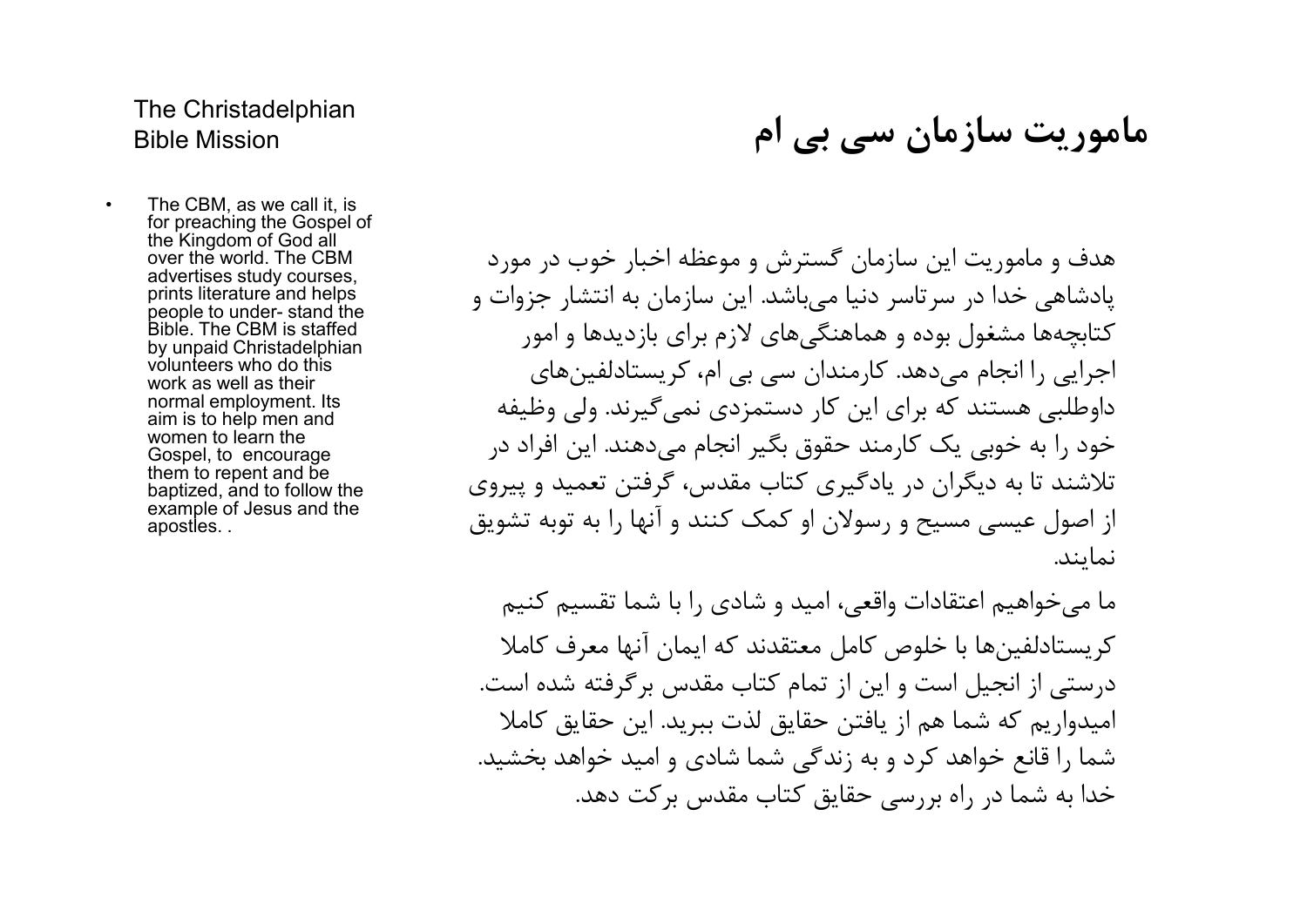## The Christadelphian Bible Mission

- The CBM, as we call it, is for preaching the Gospel of the Kingdom of God all over the world. The CBM advertises study courses, prints literature and helps people to under- stand the Bible. The CBM is staffed by unpaid Christadelphian volunteers who do this work as well as their normal employment. Its aim is to help men and women to learn the Gospel, to encourage them to repent and be baptized, and to follow the example of Jesus and the apostles. .

## ماموریت سازمان سی بی ام

هدف و ماموریت این سازمان گسترش و موعظه اخبار خوب در مورد پادشاهی خدا در سرتاسر دنیا می‌باشد. این سازمان به انتشار جزوات و کتابچه‌ها مشغول بوده و هماهنگی‌های لازم برای بازدیدها و امور اجرایی را انجام می‌دهد. کارمندان سی بی ام، کریستادلفین‌های داوطلبی هستند که برای این کار دستمزدی نمی‌گیرند. ولی وظیفه خود را به خوبی یک کارمند حقوق بگیر انجام می‌دهند. این افراد در تلاشند تا به دیگران در یادگیری کتاب مقدس، گرفتن تعمید و پیروی از اصول عیسی مسیح و رسولان او کمک کنند و آنها را به توبه تشویق نمایند.

ما می‌خواهیم اعتقادات واقعی، امید و شادی را با شما تقسیم کنیم کریستادلفین‌ها با خلوص کامل معتقدند که ایمان آنها معرف کاملا درستی از انجیل است و این از تمام کتاب مقدس برگرفته شده است. امیدواریم که شما هم از یافتن حقایق لذت ببرید. این حقایق کاملا شما را قانع خواهد کرد و به زندگی شما شادی و امید خواهد بخشید. خدا به شما در راه بررسی حقایق کتاب مقدس برکت دهد.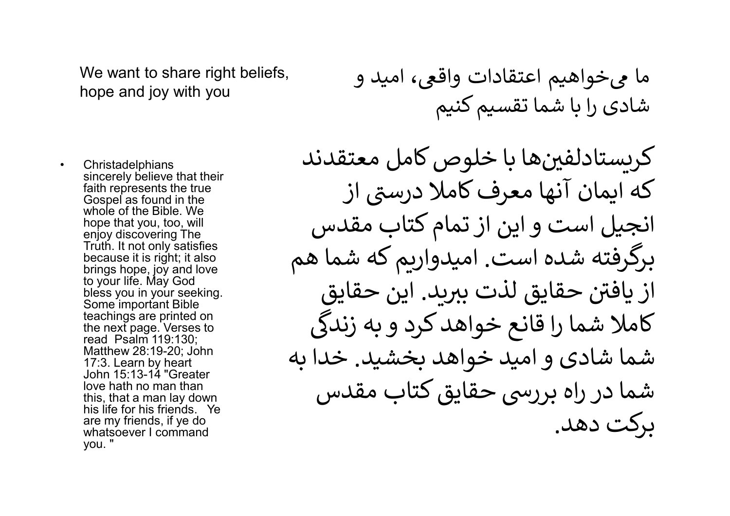We want to share right beliefs, hope and joy with you

ما می‌خواهیم اعتقادات واقعی، امید و شادی را با شما تقسیم کنیم

- Christadelphians sincerely believe that their faith represents the true Gospel as found in the whole of the Bible. We hope that you, too, will enjoy discovering The Truth. It not only satisfies because it is right; it also brings hope, joy and love to your life. May God bless you in your seeking. Some important Bible teachings are printed on the next page. Verses to read Psalm 119:130; Matthew 28:19-20; John 17:3. Learn by heart John 15:13-14 "Greater love hath no man than this, that a man lay down his life for his friends. Ye are my friends, if ye do whatsoever I command you. "

کریستادلفین‌ها با خلوص کامل معتقدند که ایمان آنها معرف کاملا درستی از انجیل است و این از تمام کتاب مقدس برگرفته شده است. امیدواریم که شما هم از یافتن حقایق لذت ببرید. این حقایق کاملا شما را قانع خواهد کرد و به زندگی شما شادی و امید خواهد بخشید. خدا به شما در راه بررسی حقایق کتاب مقدس برکت دهد.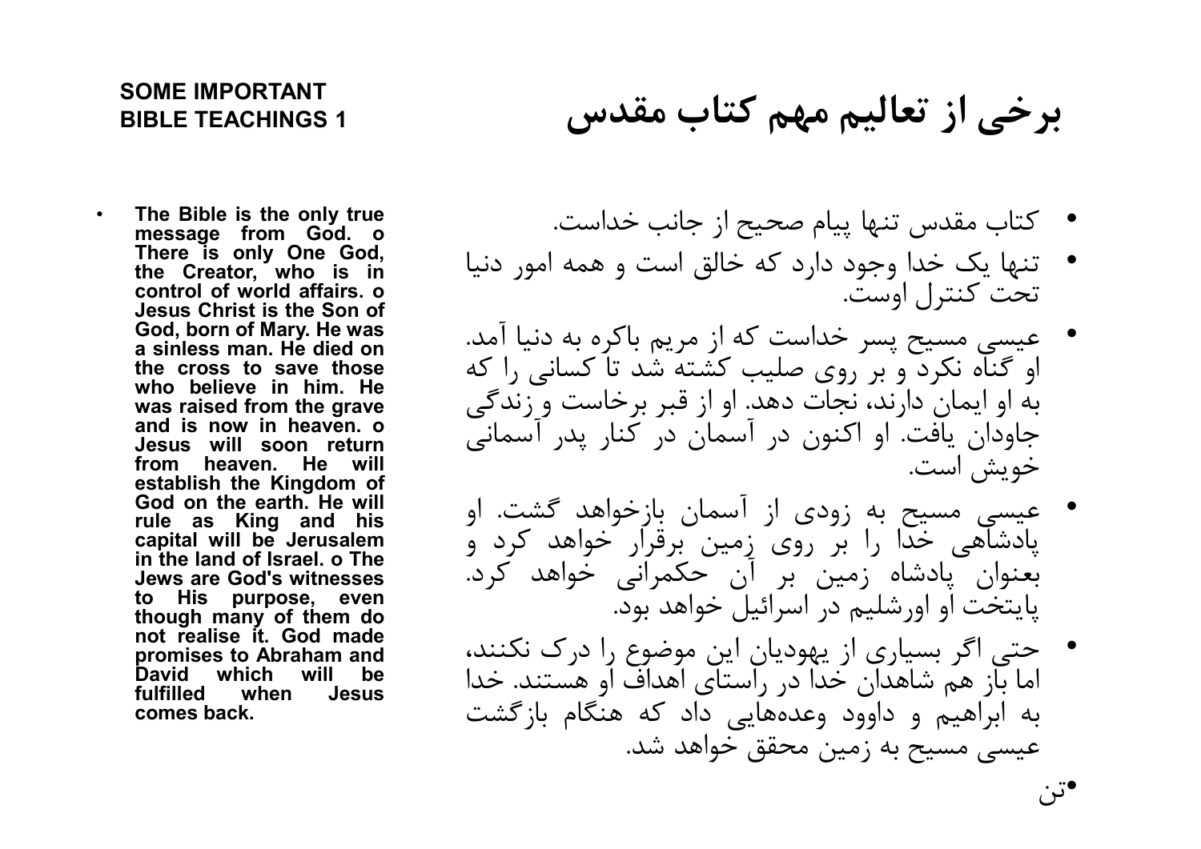**SOME IMPORTANT BIBLE TEACHINGS 1**

# برخی از تعالیم مهم کتاب مقدس

- The Bible is the only true message from God. o There is only One God, the Creator, who is in control of world affairs. o Jesus Christ is the Son of God, born of Mary. He was a sinless man. He died on the cross to save those who believe in him. He was raised from the grave and is now in heaven. o Jesus will soon return from heaven. He will establish the Kingdom of God on the earth. He will rule as King and his capital will be Jerusalem in the land of Israel. o The Jews are God's witnesses to His purpose, even though many of them do not realise it. God made promises to Abraham and David which will be fulfilled when Jesus comes back.

- کتاب مقدس تنها پیام صحیح از جانب خداست.
- تنها یک خدا وجود دارد که خالق است و همه امور دنیا تحت کنترل اوست.
- عیسی مسیح پسر خداست که از مریم باکره به دنیا آمد. او گناه نکرد و بر روی صلیب کشته شد تا کسانی را که به او ایمان دارند، نجات دهد. او از قبر برخاست و زندگی جاودان یافت. او اکنون در آسمان در کنار پدر آسمانی خویش است.
- عیسی مسیح به زودی از آسمان بازخواهد گشت. او پادشاهی خدا را بر روی زمین برقرار خواهد کرد و بعنوان پادشاه زمین بر آن حکمرانی خواهد کرد. پایتخت او اورشلیم در اسرائیل خواهد بود.
- حتی اگر بسیاری از یهودیان این موضوع را درک نکنند، اما باز هم شاهدان خدا در راستای اهداف او هستند. خدا به ابراهیم و داوود وعده‌هایی داد که هنگام بازگشت عیسی مسیح به زمین محقق خواهد شد.
- تن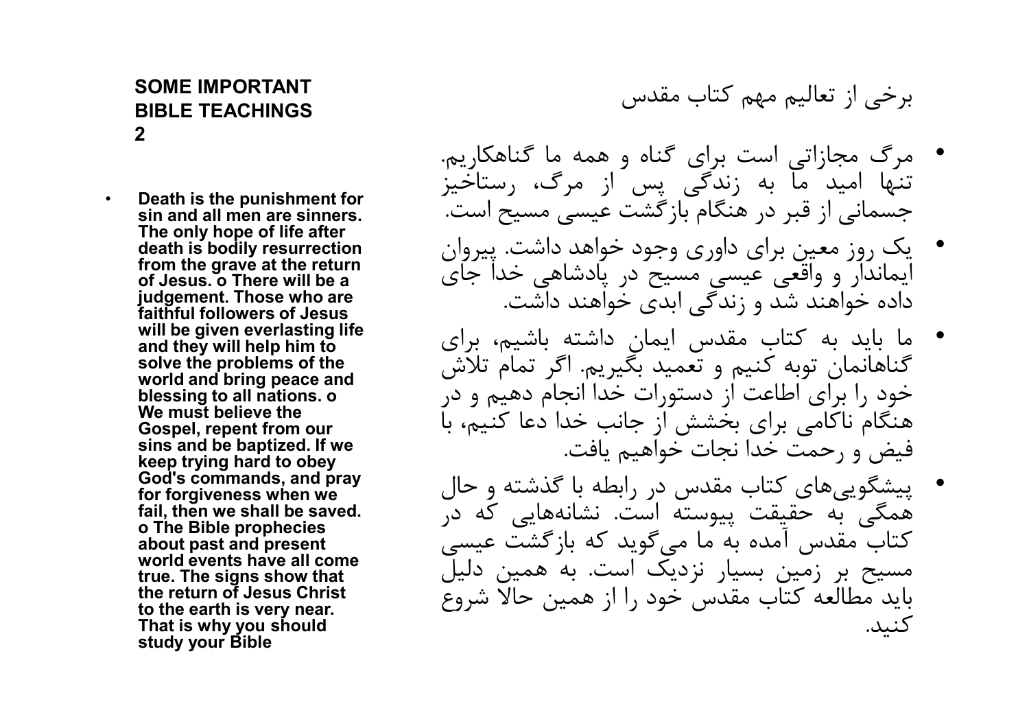## SOME IMPORTANT BIBLE TEACHINGS 2

- **Death is the punishment for sin and all men are sinners. The only hope of life after death is bodily resurrection from the grave at the return of Jesus. o There will be a judgement. Those who are faithful followers of Jesus will be given everlasting life and they will help him to solve the problems of the world and bring peace and blessing to all nations. o We must believe the Gospel, repent from our sins and be baptized. If we keep trying hard to obey God's commands, and pray for forgiveness when we fail, then we shall be saved. o The Bible prophecies about past and present world events have all come true. The signs show that the return of Jesus Christ to the earth is very near. That is why you should study your Bible**

## برخی از تعالیم مهم کتاب مقدس

- مرگ مجازاتی است برای گناه و همه ما گناهکاریم. تنها امید ما به زندگی پس از مرگ، رستاخیز جسمانی از قبر در هنگام بازگشت عیسی مسیح است.
- یک روز معین برای داوری وجود خواهد داشت. پیروان ایماندار و واقعی عیسی مسیح در پادشاهی خدا جای داده خواهند شد و زندگی ابدی خواهند داشت.
- ما باید به کتاب مقدس ایمان داشته باشیم، برای گناهانمان توبه کنیم و تعمید بگیریم. اگر تمام تلاش خود را برای اطاعت از دستورات خدا انجام دهیم و در هنگام ناکامی برای بخشش از جانب خدا دعا کنیم، با فیض و رحمت خدا نجات خواهیم یافت.
- پیشگویی‌های کتاب مقدس در رابطه با گذشته و حال همگی به حقیقت پیوسته است. نشانه‌هایی که در کتاب مقدس آمده به ما می‌گوید که بازگشت عیسی مسیح بر زمین بسیار نزدیک است. به همین دلیل باید مطالعه کتاب مقدس خود را از همین حالا شروع کنید.